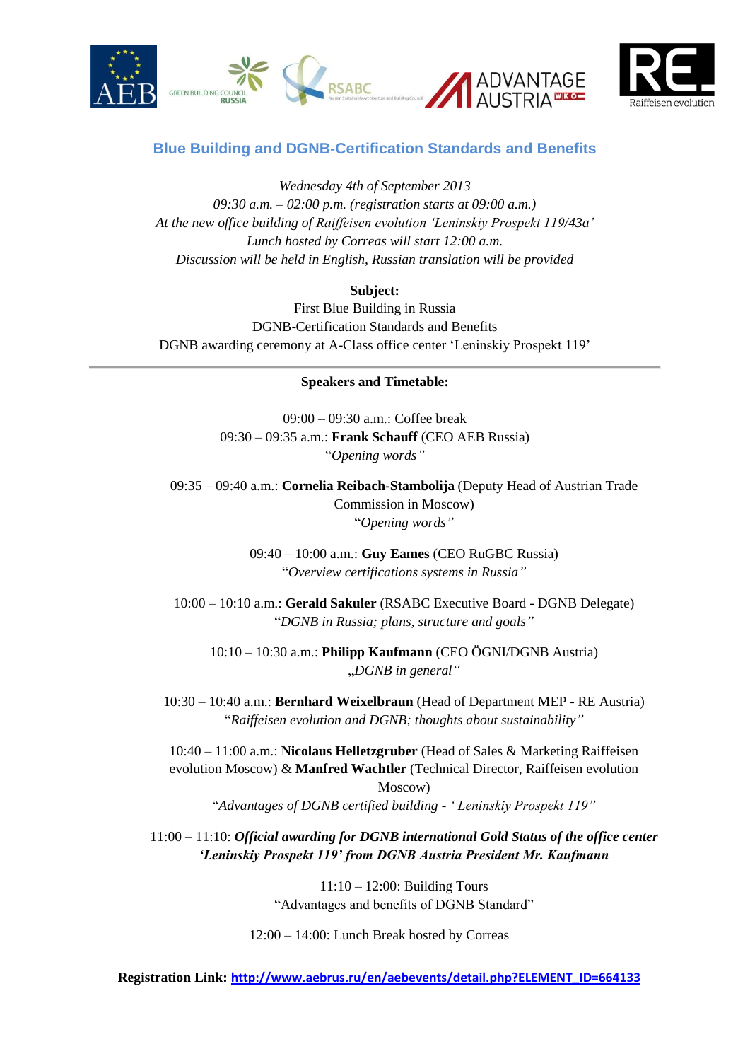## Blue Building and DGNB-Certification Standards and Benefits

*Wednesday 4th of September 2013*
*09:30 a.m. – 02:00 p.m. (registration starts at 09:00 a.m.)*
*At the new office building of Raiffeisen evolution 'Leninskiy Prospekt 119/43a'*
*Lunch hosted by Correas will start 12:00 a.m.*
*Discussion will be held in English, Russian translation will be provided*

**Subject:**
First Blue Building in Russia
DGNB-Certification Standards and Benefits
DGNB awarding ceremony at A-Class office center 'Leninskiy Prospekt 119'

---

**Speakers and Timetable:**

09:00 – 09:30 a.m.: Coffee break

09:30 – 09:35 a.m.: **Frank Schauff** (CEO AEB Russia)
*"Opening words"*

09:35 – 09:40 a.m.: **Cornelia Reibach-Stambolija** (Deputy Head of Austrian Trade Commission in Moscow)
*"Opening words"*

09:40 – 10:00 a.m.: **Guy Eames** (CEO RuGBC Russia)
*"Overview certifications systems in Russia"*

10:00 – 10:10 a.m.: **Gerald Sakuler** (RSABC Executive Board - DGNB Delegate)
*"DGNB in Russia; plans, structure and goals"*

10:10 – 10:30 a.m.: **Philipp Kaufmann** (CEO ÖGNI/DGNB Austria)
*„DGNB in general"*

10:30 – 10:40 a.m.: **Bernhard Weixelbraun** (Head of Department MEP - RE Austria)
*"Raiffeisen evolution and DGNB; thoughts about sustainability"*

10:40 – 11:00 a.m.: **Nicolaus Helletzgruber** (Head of Sales & Marketing Raiffeisen evolution Moscow) & **Manfred Wachtler** (Technical Director, Raiffeisen evolution Moscow)
*"Advantages of DGNB certified building - ' Leninskiy Prospekt 119"*

11:00 – 11:10: ***Official awarding for DGNB international Gold Status of the office center 'Leninskiy Prospekt 119' from DGNB Austria President Mr. Kaufmann***

11:10 – 12:00: Building Tours
"Advantages and benefits of DGNB Standard"

12:00 – 14:00: Lunch Break hosted by Correas

**Registration Link:** http://www.aebrus.ru/en/aebevents/detail.php?ELEMENT_ID=664133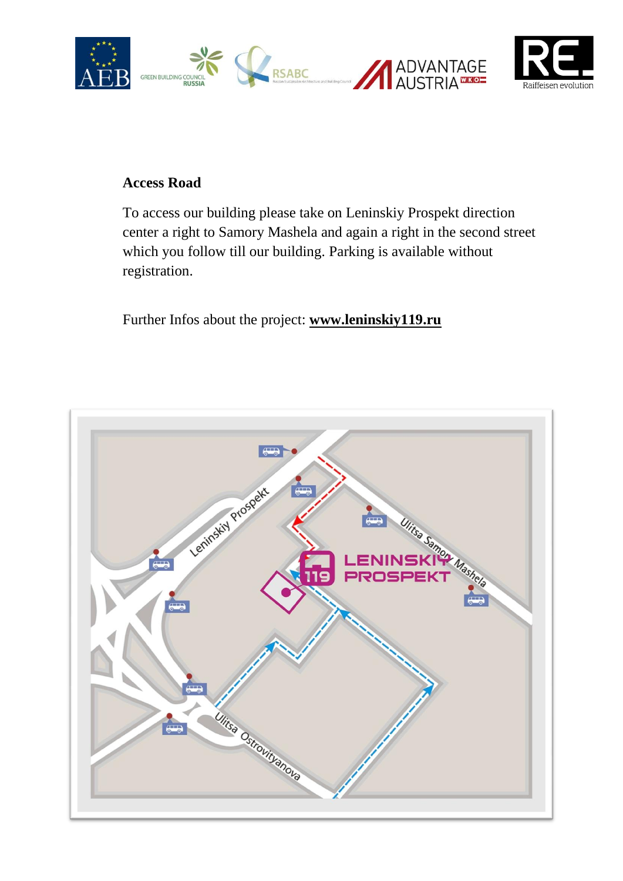## Access Road

To access our building please take on Leninskiy Prospekt direction center a right to Samory Mashela and again a right in the second street which you follow till our building. Parking is available without registration.

Further Infos about the project: **www.leninskiy119.ru**

Leninskiy Prospekt
Ulitsa Samory Mashela
Ulitsa Ostrovityanova
LENINSKIY PROSPEKT
119